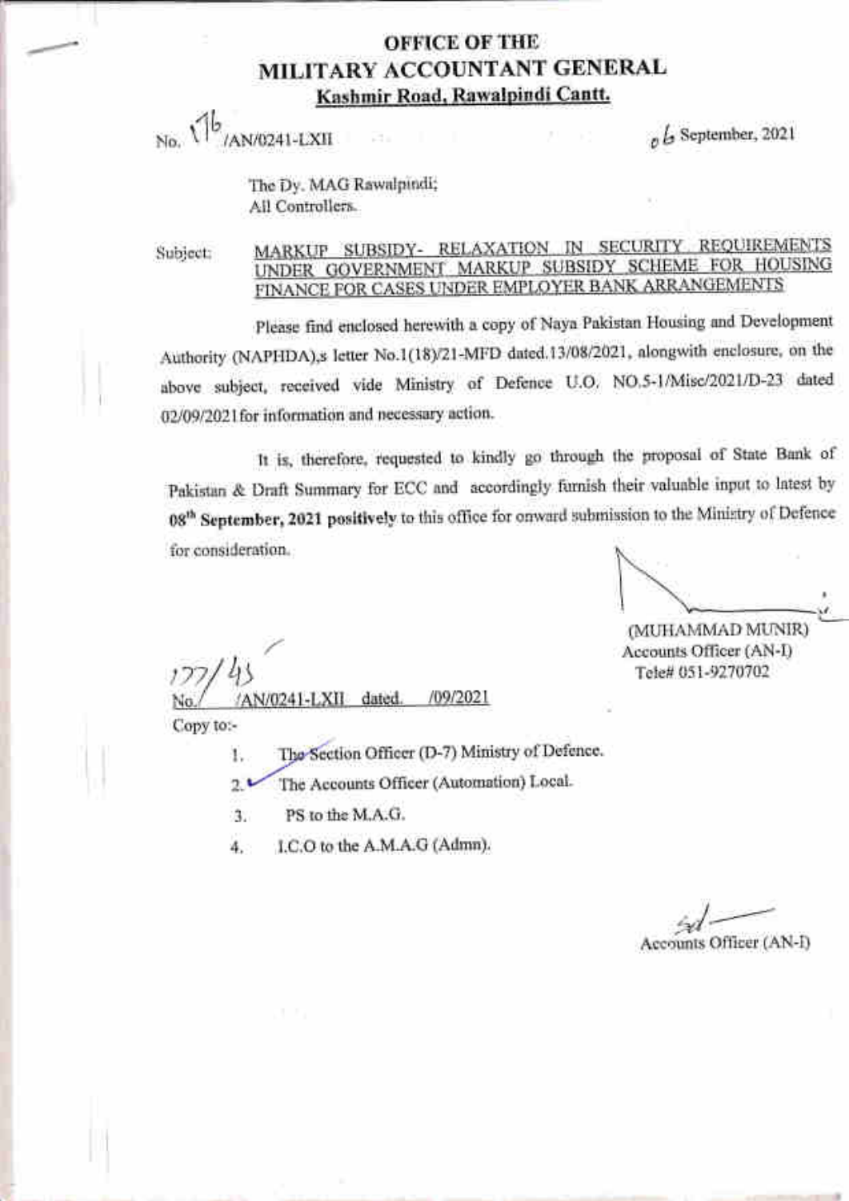# OFFICE OF THE
# MILITARY ACCOUNTANT GENERAL
**Kashmir Road, Rawalpindi Cantt.**

No. 176/AN/0241-LXII                                                                 06 September, 2021

The Dy. MAG Rawalpindi;
All Controllers.

Subject: **MARKUP SUBSIDY- RELAXATION IN SECURITY REQUIREMENTS UNDER GOVERNMENT MARKUP SUBSIDY SCHEME FOR HOUSING FINANCE FOR CASES UNDER EMPLOYER BANK ARRANGEMENTS**

Please find enclosed herewith a copy of Naya Pakistan Housing and Development Authority (NAPHDA),s letter No.1(18)/21-MFD dated.13/08/2021, alongwith enclosure, on the above subject, received vide Ministry of Defence U.O. NO.5-1/Misc/2021/D-23 dated 02/09/2021for information and necessary action.

It is, therefore, requested to kindly go through the proposal of State Bank of Pakistan & Draft Summary for ECC and accordingly furnish their valuable input to latest by **08th September, 2021 positively** to this office for onward submission to the Ministry of Defence for consideration.

(MUHAMMAD MUNIR)
Accounts Officer (AN-I)
Tele# 051-9270702

No. 177/43/AN/0241-LXII dated. /09/2021

Copy to:-

1. The Section Officer (D-7) Ministry of Defence.
2. The Accounts Officer (Automation) Local.
3. PS to the M.A.G.
4. I.C.O to the A.M.A.G (Admn).

Sd/-
Accounts Officer (AN-I)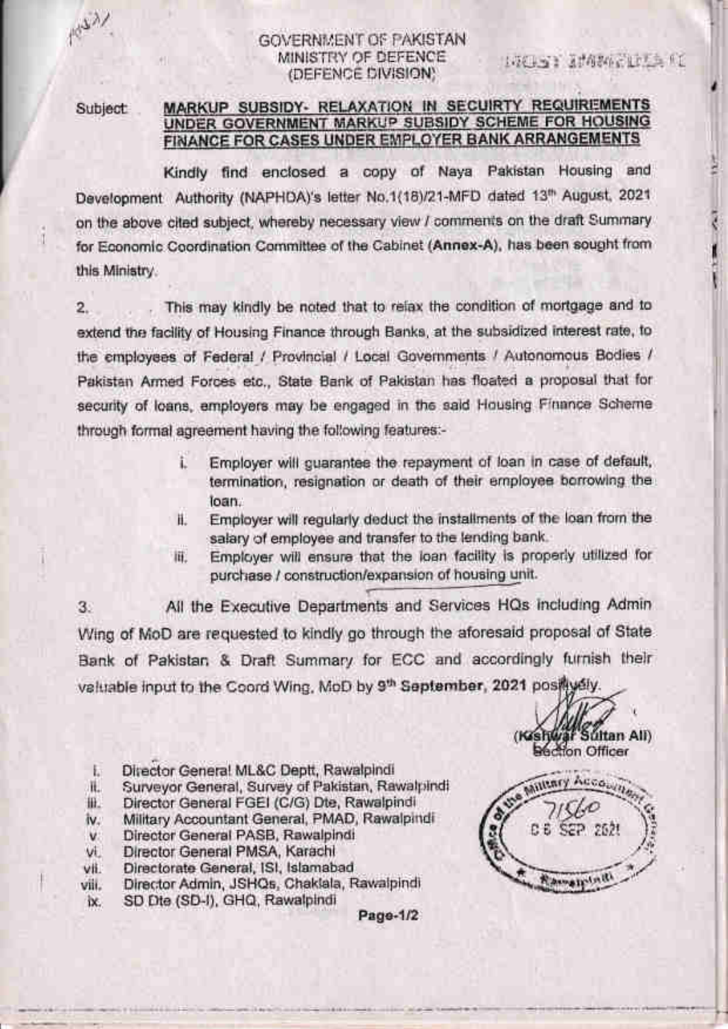GOVERNMENT OF PAKISTAN
MINISTRY OF DEFENCE
(DEFENCE DIVISION)

MOST IMMEDIATE

Subject: **MARKUP SUBSIDY- RELAXATION IN SECUIRTY REQUIREMENTS UNDER GOVERNMENT MARKUP SUBSIDY SCHEME FOR HOUSING FINANCE FOR CASES UNDER EMPLOYER BANK ARRANGEMENTS**

Kindly find enclosed a copy of Naya Pakistan Housing and Development Authority (NAPHDA)'s letter No.1(18)/21-MFD dated 13th August, 2021 on the above cited subject, whereby necessary view / comments on the draft Summary for Economic Coordination Committee of the Cabinet (**Annex-A**), has been sought from this Ministry.

2. This may kindly be noted that to relax the condition of mortgage and to extend the facility of Housing Finance through Banks, at the subsidized interest rate, to the employees of Federal / Provincial / Local Governments / Autonomous Bodies / Pakistan Armed Forces etc., State Bank of Pakistan has floated a proposal that for security of loans, employers may be engaged in the said Housing Finance Scheme through formal agreement having the following features:-

i. Employer will guarantee the repayment of loan in case of default, termination, resignation or death of their employee borrowing the loan.
ii. Employer will regularly deduct the installments of the loan from the salary of employee and transfer to the lending bank.
iii. Employer will ensure that the loan facility is properly utilized for purchase / construction/expansion of housing unit.

3. All the Executive Departments and Services HQs including Admin Wing of MoD are requested to kindly go through the aforesaid proposal of State Bank of Pakistan & Draft Summary for ECC and accordingly furnish their valuable input to the Coord Wing, MoD by **9th September, 2021** positively.

(Kishwar Sultan Ali)
Section Officer

i. Director General ML&C Deptt, Rawalpindi
ii. Surveyor General, Survey of Pakistan, Rawalpindi
iii. Director General FGEI (C/G) Dte, Rawalpindi
iv. Military Accountant General, PMAD, Rawalpindi
v. Director General PASB, Rawalpindi
vi. Director General PMSA, Karachi
vii. Directorate General, ISI, Islamabad
viii. Director Admin, JSHQs, Chaklala, Rawalpindi
ix. SD Dte (SD-I), GHQ, Rawalpindi

Office of the Military Accountant General, Rawalpindi — 7156 — 06 SEP 2021

Page-1/2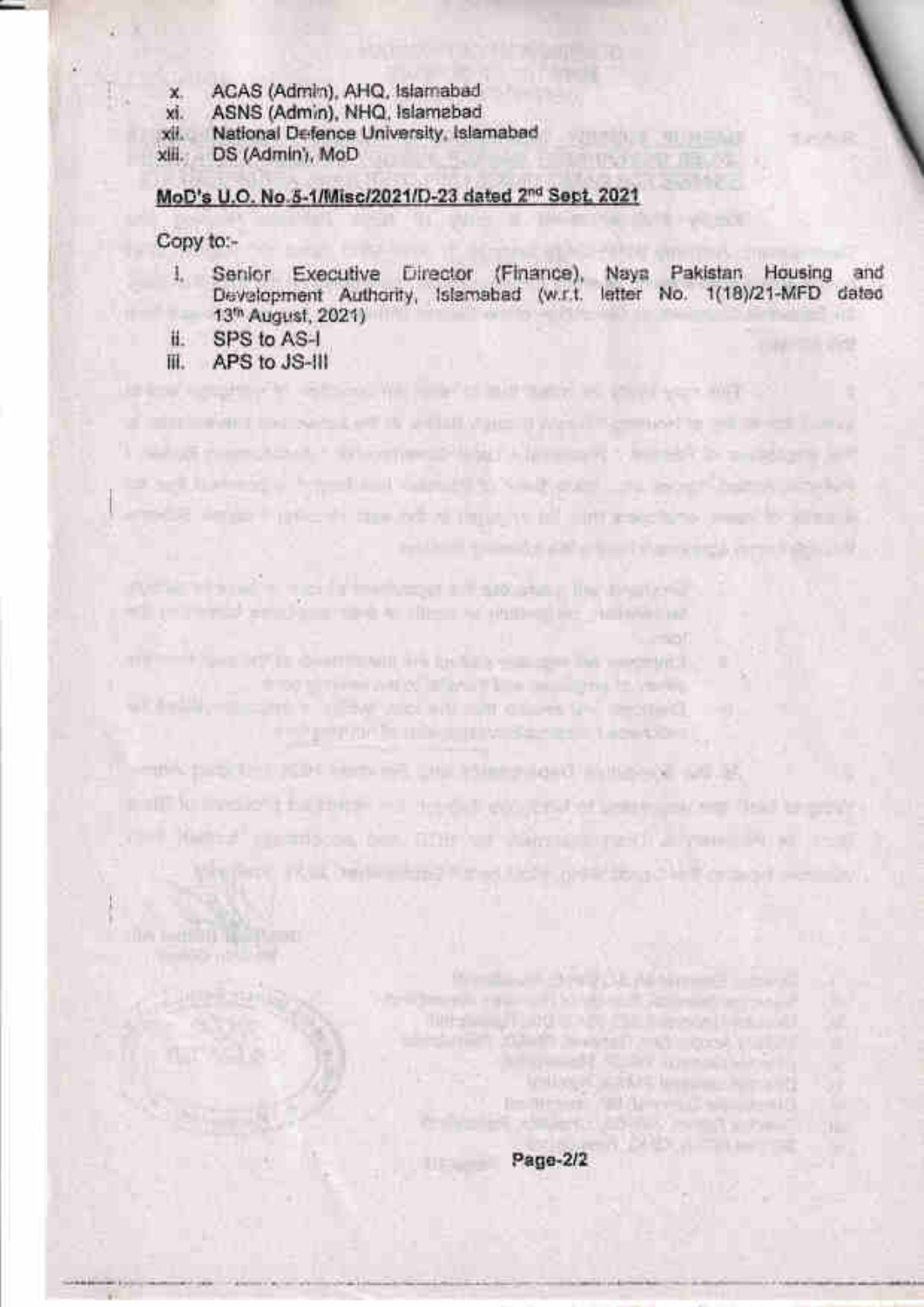x. ACAS (Admin), AHQ, Islamabad
xi. ASNS (Admin), NHQ, Islamabad
xii. National Defence University, Islamabad
xiii. DS (Admin), MoD

**MoD's U.O. No.5-1/Misc/2021/D-23 dated 2nd Sept, 2021**

Copy to:-

i. Senior Executive Director (Finance), Naya Pakistan Housing and Development Authority, Islamabad (w.r.t. letter No. 1(18)/21-MFD dated 13th August, 2021)
ii. SPS to AS-I
iii. APS to JS-III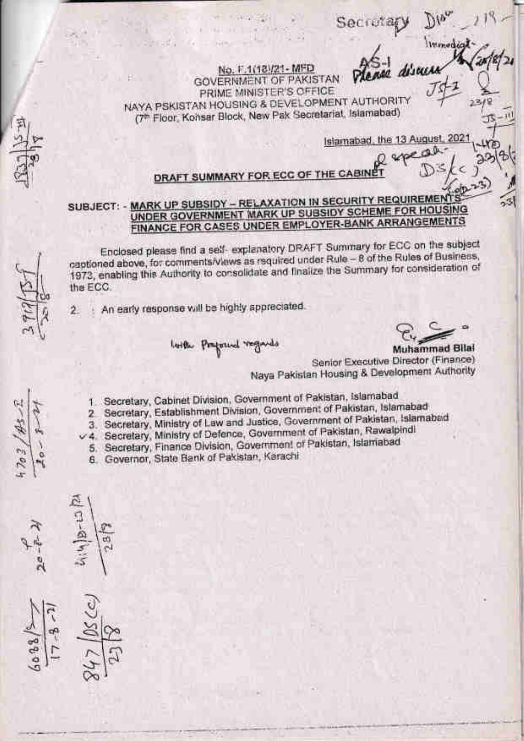No. F.1(18)/21- MFD
GOVERNMENT OF PAKISTAN
PRIME MINISTER'S OFFICE
NAYA PSKISTAN HOUSING & DEVELOPMENT AUTHORITY
(7th Floor, Kohsar Block, New Pak Secretariat, Islamabad)

Islamabad, the 13 August, 2021

**DRAFT SUMMARY FOR ECC OF THE CABINET**

**SUBJECT: - MARK UP SUBSIDY – RELAXATION IN SECURITY REQUIREMENTS UNDER GOVERNMENT MARK UP SUBSIDY SCHEME FOR HOUSING FINANCE FOR CASES UNDER EMPLOYER-BANK ARRANGEMENTS**

Enclosed please find a self- explanatory DRAFT Summary for ECC on the subject captioned above, for comments/views as required under Rule – 8 of the Rules of Business, 1973, enabling this Authority to consolidate and finalize the Summary for consideration of the ECC.

2. An early response will be highly appreciated.

With Profound regards

**Muhammad Bilal**
Senior Executive Director (Finance)
Naya Pakistan Housing & Development Authority

1. Secretary, Cabinet Division, Government of Pakistan, Islamabad
2. Secretary, Establishment Division, Government of Pakistan, Islamabad
3. Secretary, Ministry of Law and Justice, Government of Pakistan, Islamabad
4. Secretary, Ministry of Defence, Government of Pakistan, Rawalpindi
5. Secretary, Finance Division, Government of Pakistan, Islamabad
6. Governor, State Bank of Pakistan, Karachi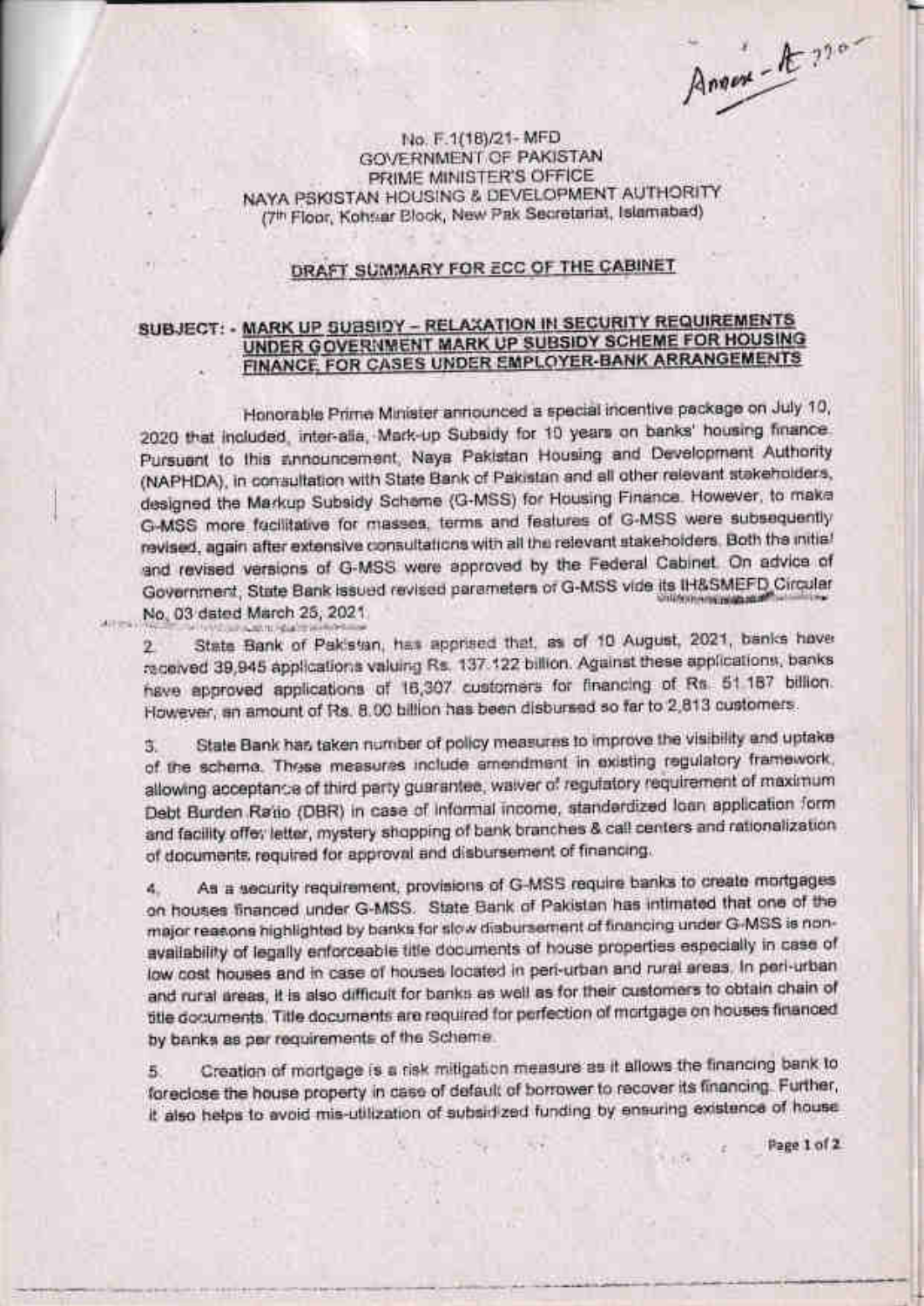Annex-A

No. F.1(18)/21- MFD
GOVERNMENT OF PAKISTAN
PRIME MINISTER'S OFFICE
NAYA PSKISTAN HOUSING & DEVELOPMENT AUTHORITY
(7th Floor, Kohsar Block, New Pak Secretariat, Islamabad)

## DRAFT SUMMARY FOR ECC OF THE CABINET

**SUBJECT: - MARK UP SUBSIDY – RELAXATION IN SECURITY REQUIREMENTS UNDER GOVERNMENT MARK UP SUBSIDY SCHEME FOR HOUSING FINANCE FOR CASES UNDER EMPLOYER-BANK ARRANGEMENTS**

Honorable Prime Minister announced a special incentive package on July 10, 2020 that included, inter-alia, Mark-up Subsidy for 10 years on banks' housing finance. Pursuant to this announcement, Naya Pakistan Housing and Development Authority (NAPHDA), in consultation with State Bank of Pakistan and all other relevant stakeholders, designed the Markup Subsidy Scheme (G-MSS) for Housing Finance. However, to make G-MSS more facilitative for masses, terms and features of G-MSS were subsequently revised, again after extensive consultations with all the relevant stakeholders. Both the initial and revised versions of G-MSS were approved by the Federal Cabinet. On advice of Government, State Bank issued revised parameters of G-MSS vide its IH&SMEFD Circular No. 03 dated March 25, 2021.

2. State Bank of Pakistan, has apprised that, as of 10 August, 2021, banks have received 39,945 applications valuing Rs. 137.122 billion. Against these applications, banks have approved applications of 16,307 customers for financing of Rs. 51.187 billion. However, an amount of Rs. 8.00 billion has been disbursed so far to 2,813 customers.

3. State Bank has taken number of policy measures to improve the visibility and uptake of the scheme. These measures include amendment in existing regulatory framework, allowing acceptance of third party guarantee, waiver of regulatory requirement of maximum Debt Burden Ratio (DBR) in case of informal income, standardized loan application form and facility offer letter, mystery shopping of bank branches & call centers and rationalization of documents required for approval and disbursement of financing.

4. As a security requirement, provisions of G-MSS require banks to create mortgages on houses financed under G-MSS. State Bank of Pakistan has intimated that one of the major reasons highlighted by banks for slow disbursement of financing under G-MSS is non-availability of legally enforceable title documents of house properties especially in case of low cost houses and in case of houses located in peri-urban and rural areas. In peri-urban and rural areas, it is also difficult for banks as well as for their customers to obtain chain of title documents. Title documents are required for perfection of mortgage on houses financed by banks as per requirements of the Scheme.

5. Creation of mortgage is a risk mitigation measure as it allows the financing bank to foreclose the house property in case of default of borrower to recover its financing. Further, it also helps to avoid mis-utilization of subsidized funding by ensuring existence of house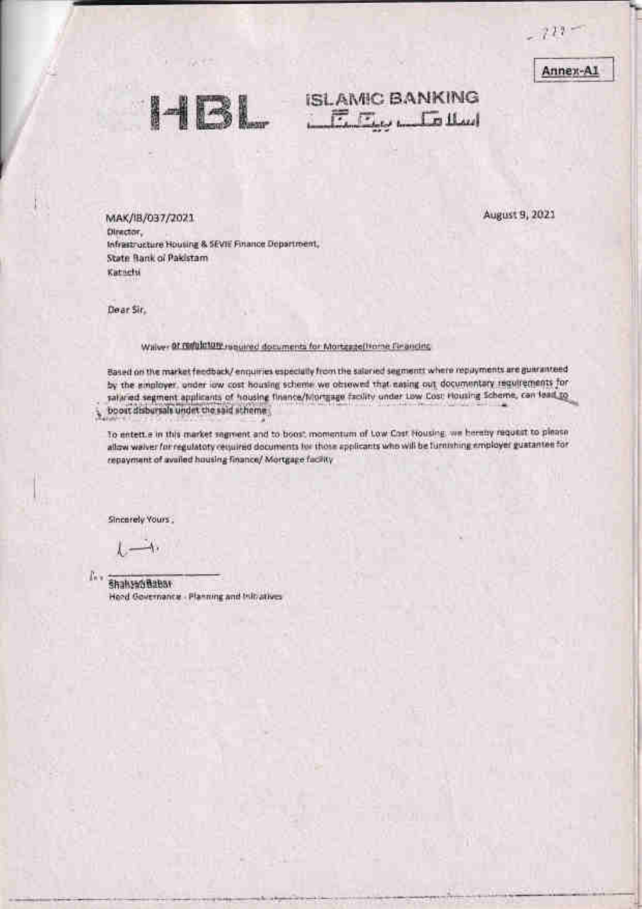Annex-A1

HBL ISLAMIC BANKING اسلامک بینکنگ

MAK/IB/037/2021

August 9, 2021

Director,
Infrastructure Housing & SEVIE Finance Department,
State Bank of Pakistam
Karachi

Dear Sir,

Waiver of regulatory required documents for Mortgage/Home Financing

Based on the market feedback/ enquiries especially from the salaried segments where repayments are guaranteed by the employer, under low cost housing scheme we observed that easing out documentary requirements for salaried segment applicants of housing finance/Mortgage facility under Low Cost Housing Scheme, can lead to boost disbursals under the said scheme.

To entett.e in this market segment and to boost momentum of Low Cost Housing, we hereby request to please allow waiver for regulatory required documents for those applicants who will be furnishing employer guarantee for repayment of availed housing finance/ Mortgage facility.

Sincerely Yours,

Shahzad Babar
Head Governance - Planning and Initiatives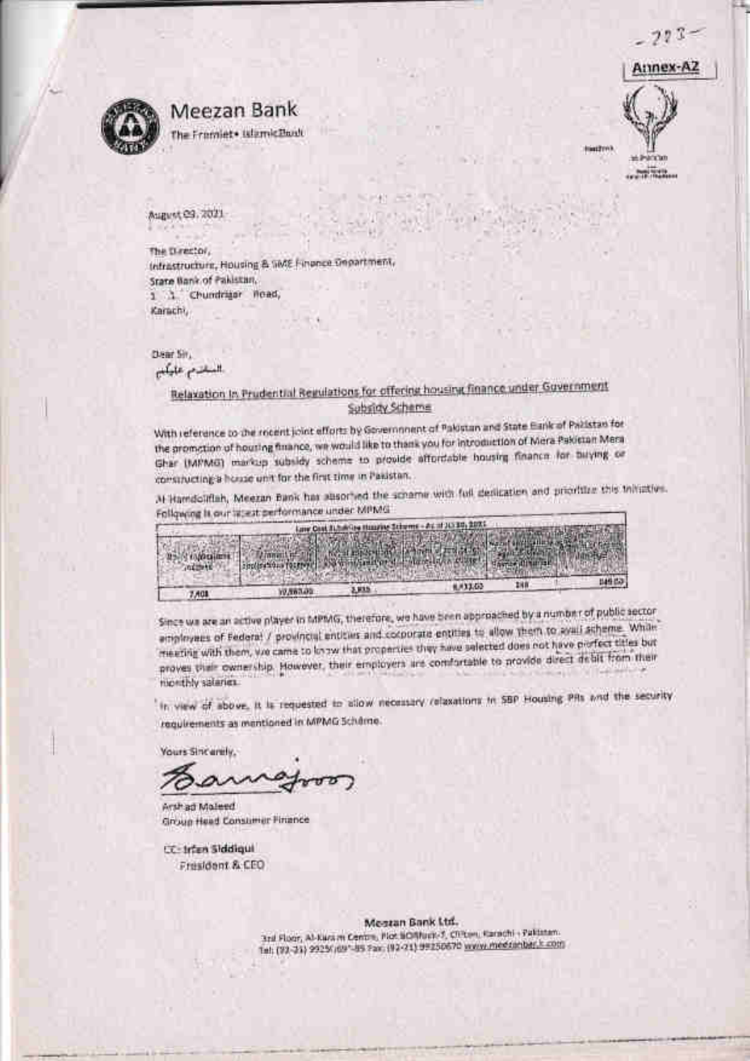Annex-A2

# Meezan Bank

The Premier Islamic Bank

August 09, 2021

The Director,
Infrastructure, Housing & SME Finance Department,
State Bank of Pakistan,
I. I. Chundrigar Road,
Karachi.

Dear Sir,
السلام علیکم

**Relaxation in Prudential Regulations for offering housing finance under Government Subsidy Scheme**

With reference to the recent joint efforts by Government of Pakistan and State Bank of Pakistan for the promotion of housing finance, we would like to thank you for introduction of Mera Pakistan Mera Ghar (MPMG) markup subsidy scheme to provide affordable housing finance for buying or constructing a house unit for the first time in Pakistan.

Al Hamdolillah, Meezan Bank has absorbed the scheme with full dedication and prioritize this initiative. Following is our latest performance under MPMG

| Low Cost Subsidy Housing Scheme - As of ... 2021 | | | | | |
|---|---|---|---|---|---|
| | | | | | |
| 7,408 | 10,880.00 | 2,833 | 6,413.00 | 248 | 548.00 |

Since we are an active player in MPMG, therefore, we have been approached by a number of public sector employees of Federal / provincial entities and corporate entities to allow them to avail scheme. While meeting with them, we came to know that properties they have selected does not have perfect titles but proves their ownership. However, their employers are comfortable to provide direct debit from their monthly salaries.

In view of above, it is requested to allow necessary relaxations in SBP Housing PRs and the security requirements as mentioned in MPMG Scheme.

Yours Sincerely,

Arshad Majeed
Group Head Consumer Finance

CC: Irfan Siddiqui
President & CEO

**Meezan Bank Ltd.**
3rd Floor, Al-Karam Centre, Plot BC-9, Block-7, Clifton, Karachi - Pakistan.
Tel: (92-21) 99250... Fax: (92-21) 99250670 www.meezanbank.com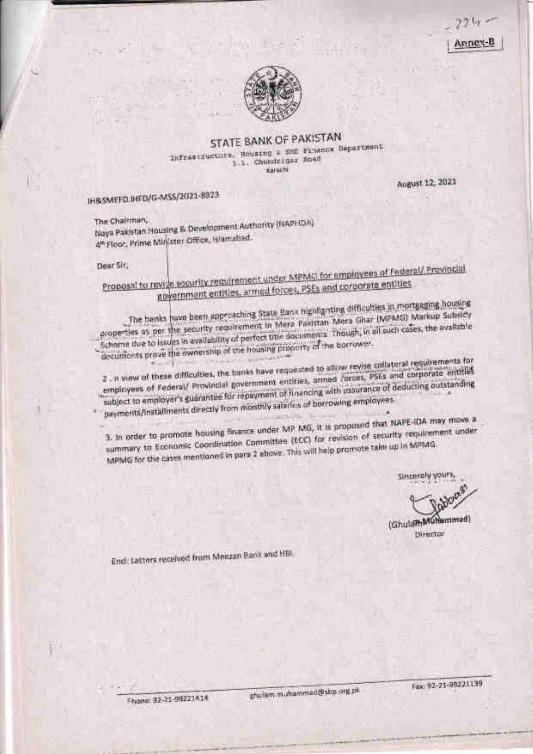-274-

Annex-B

STATE BANK OF PAKISTAN

Infrastructure, Housing & SME Finance Department
I.I. Chundrigar Road
Karachi

IH&SMEFD.IHFD/G-MSS/2021-8923

August 12, 2021

The Chairman,
Naya Pakistan Housing & Development Authority (NAPHDA)
4th Floor, Prime Minister Office, Islamabad.

Dear Sir,

**Proposal to revise security requirement under MPMG for employees of Federal/ Provincial government entities, armed forces, PSEs and corporate entities**

The banks have been approaching State Bank highlighting difficulties in mortgaging housing properties as per the security requirement in Mera Pakistan Mera Ghar (MPMG) Markup Subsidy Scheme due to issues in availability of perfect title documents. Though, in all such cases, the available documents prove the ownership of the housing property of the borrower.

2 . n view of these difficulties, the banks have requested to allow revise collateral requirements for employees of Federal/ Provincial government entities, armed forces, PSEs and corporate entities subject to employer's guarantee for repayment of financing with assurance of deducting outstanding payments/installments directly from monthly salaries of borrowing employees.

3. In order to promote housing finance under MP MG, it is proposed that NAPE-IDA may move a summary to Economic Coordination Committee (ECC) for revision of security requirement under MPMG for the cases mentioned in para 2 above. This will help promote take up in MPMG.

Sincerely yours,

(Ghulam Muhammad)
Director

Encl: Letters received from Meezan Bank and HBL

Phone: 92-21-99221414 ghulam.muhammad@sbp.org.pk Fax: 92-21-99221139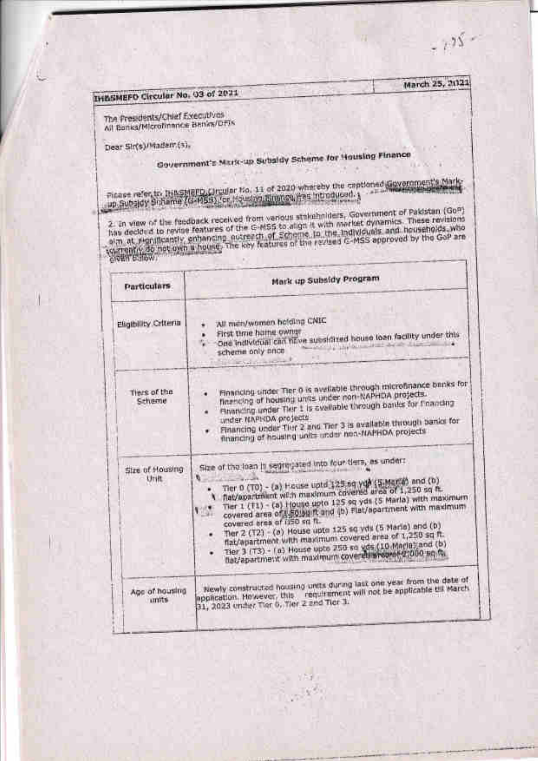**IH&SMEFD Circular No. 03 of 2021** | **March 25, 2021**

The Presidents/Chief Executives
All Banks/Microfinance Banks/DFIs

Dear Sir(s)/Madam(s),

## Government's Mark-up Subsidy Scheme for Housing Finance

Please refer to IH&SMEFD Circular No. 11 of 2020 whereby the captioned Government's Mark-up Subsidy Scheme (G-MSS) for Housing Finance was introduced.

2. In view of the feedback received from various stakeholders, Government of Pakistan (GoP) has decided to revise features of the G-MSS to align it with market dynamics. These revisions aim at significantly enhancing outreach of Scheme to the individuals and households who currently do not own a house. The key features of the revised G-MSS approved by the GoP are given below:

| Particulars | Mark up Subsidy Program |
|---|---|
| Eligibility Criteria | • All men/women holding CNIC<br>• First time home owner<br>• One individual can have subsidized house loan facility under this scheme only once |
| Tiers of the Scheme | • Financing under Tier 0 is available through microfinance banks for financing of housing units under non-NAPHDA projects.<br>• Financing under Tier 1 is available through banks for financing under NAPHDA projects<br>• Financing under Tier 2 and Tier 3 is available through banks for financing of housing units under non-NAPHDA projects |
| Size of Housing Unit | Size of the loan is segregated into four tiers, as under:<br>• Tier 0 (T0) - (a) House upto 125 sq yds (5 Marla) and (b) flat/apartment with maximum covered area of 1,250 sq ft.<br>• Tier 1 (T1) - (a) House upto 125 sq yds (5 Marla) with maximum covered area of 850 sq ft and (b) Flat/apartment with maximum covered area of 1050 sq ft.<br>• Tier 2 (T2) - (a) House upto 125 sq yds (5 Marla) and (b) flat/apartment with maximum covered area of 1,250 sq ft.<br>• Tier 3 (T3) - (a) House upto 250 sq yds (10 Marla) and (b) flat/apartment with maximum covered area of 2,000 sq ft. |
| Age of housing units | Newly constructed housing units during last one year from the date of application. However, this requirement will not be applicable till March 31, 2023 under Tier 0, Tier 2 and Tier 3. |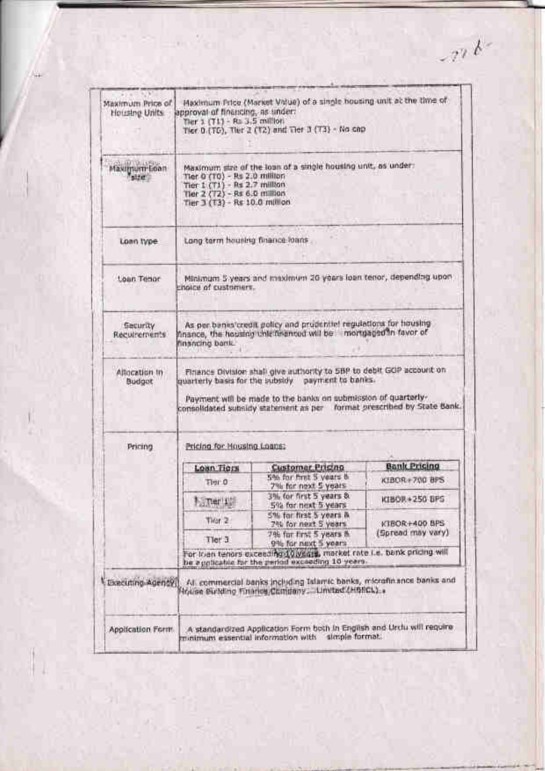| Maximum Price of Housing Units | Maximum Price (Market Value) of a single housing unit at the time of approval of financing, as under:<br>Tier 1 (T1) - Rs 3.5 million<br>Tier 0 (T0), Tier 2 (T2) and Tier 3 (T3) - No cap |
|---|---|
| Maximum Loan size | Maximum size of the loan of a single housing unit, as under:<br>Tier 0 (T0) - Rs 2.0 million<br>Tier 1 (T1) - Rs 2.7 million<br>Tier 2 (T2) - Rs 6.0 million<br>Tier 3 (T3) - Rs 10.0 million |
| Loan type | Long term housing finance loans |
| Loan Tenor | Minimum 5 years and maximum 20 years loan tenor, depending upon choice of customers. |
| Security Requirements | As per banks' credit policy and prudential regulations for housing finance, the housing unit financed will be mortgaged in favor of financing bank. |
| Allocation in Budget | Finance Division shall give authority to SBP to debit GOP account on quarterly basis for the subsidy payment to banks.<br><br>Payment will be made to the banks on submission of quarterly-consolidated subsidy statement as per format prescribed by State Bank. |
| Pricing | Pricing for Housing Loans: (see table below) |
| Executing Agency | All commercial banks including Islamic banks, microfinance banks and House Building Finance Company Limited (HBFCL). |
| Application Form | A standardized Application Form both in English and Urdu will require minimum essential information with simple format. |

**Pricing for Housing Loans:**

| Loan Tiers | Customer Pricing | Bank Pricing |
|---|---|---|
| Tier 0 | 5% for first 5 years & 7% for next 5 years | KIBOR+700 BPS |
| Tier 1 | 3% for first 5 years & 5% for next 5 years | KIBOR+250 BPS |
| Tier 2 | 5% for first 5 years & 7% for next 5 years | KIBOR+400 BPS (Spread may vary) |
| Tier 3 | 7% for first 5 years & 9% for next 5 years | |

For loan tenors exceeding 10 years, market rate i.e. bank pricing will be applicable for the period exceeding 10 years.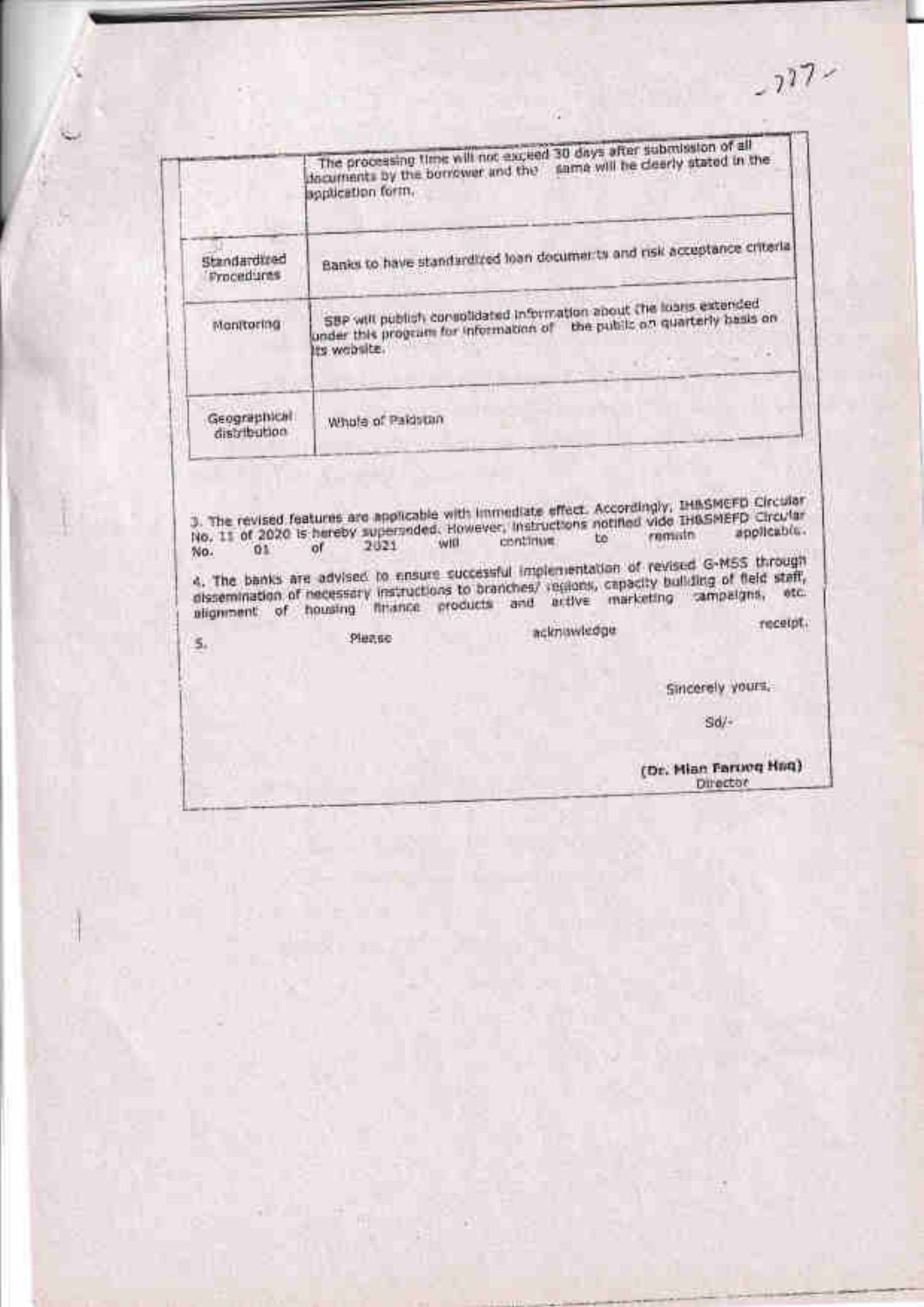|  |  |
|---|---|
|  | The processing time will not exceed 30 days after submission of all documents by the borrower and the same will be clearly stated in the application form. |
| Standardized Procedures | Banks to have standardized loan documents and risk acceptance criteria |
| Monitoring | SBP will publish consolidated information about the loans extended under this program for information of the public on quarterly basis on its website. |
| Geographical distribution | Whole of Pakistan |

3. The revised features are applicable with immediate effect. Accordingly, IH&SMEFD Circular No. 11 of 2020 is hereby superseded. However, instructions notified vide IH&SMEFD Circular No. 01 of 2021 will continue to remain applicable.

4. The banks are advised to ensure successful implementation of revised G-MSS through dissemination of necessary instructions to branches/ regions, capacity building of field staff, alignment of housing finance products and active marketing campaigns, etc.

5. Please acknowledge receipt.

Sincerely yours,

Sd/-

**(Dr. Mian Farooq Haq)**
Director